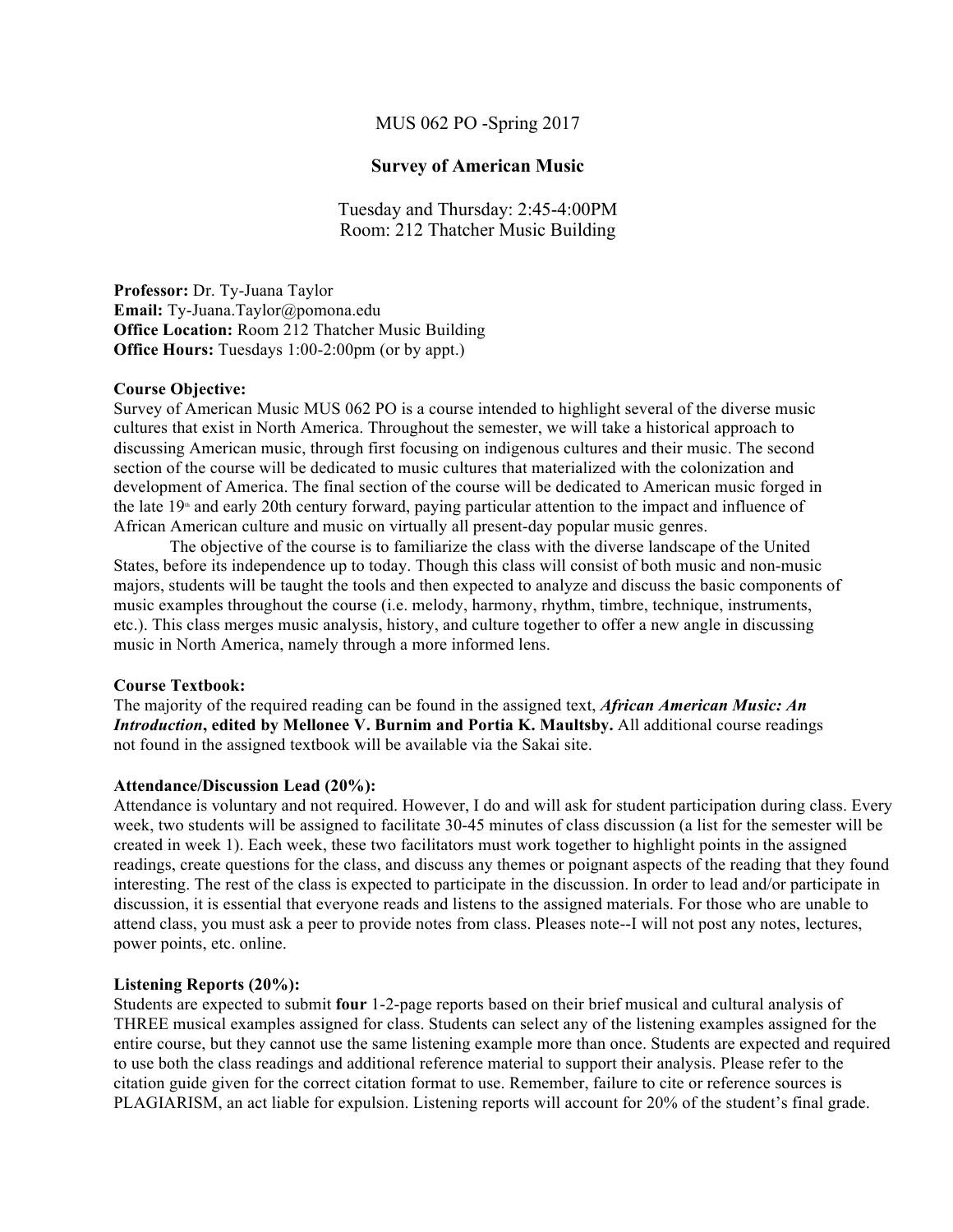MUS 062 PO -Spring 2017

## Survey of American Music

Tuesday and Thursday: 2:45-4:00PM
Room: 212 Thatcher Music Building

**Professor:** Dr. Ty-Juana Taylor
**Email:** Ty-Juana.Taylor@pomona.edu
**Office Location:** Room 212 Thatcher Music Building
**Office Hours:** Tuesdays 1:00-2:00pm (or by appt.)

**Course Objective:**
Survey of American Music MUS 062 PO is a course intended to highlight several of the diverse music cultures that exist in North America. Throughout the semester, we will take a historical approach to discussing American music, through first focusing on indigenous cultures and their music. The second section of the course will be dedicated to music cultures that materialized with the colonization and development of America. The final section of the course will be dedicated to American music forged in the late 19th and early 20th century forward, paying particular attention to the impact and influence of African American culture and music on virtually all present-day popular music genres.

The objective of the course is to familiarize the class with the diverse landscape of the United States, before its independence up to today. Though this class will consist of both music and non-music majors, students will be taught the tools and then expected to analyze and discuss the basic components of music examples throughout the course (i.e. melody, harmony, rhythm, timbre, technique, instruments, etc.). This class merges music analysis, history, and culture together to offer a new angle in discussing music in North America, namely through a more informed lens.

**Course Textbook:**
The majority of the required reading can be found in the assigned text, ***African American Music: An Introduction*, edited by Mellonee V. Burnim and Portia K. Maultsby.** All additional course readings not found in the assigned textbook will be available via the Sakai site.

**Attendance/Discussion Lead (20%):**
Attendance is voluntary and not required. However, I do and will ask for student participation during class. Every week, two students will be assigned to facilitate 30-45 minutes of class discussion (a list for the semester will be created in week 1). Each week, these two facilitators must work together to highlight points in the assigned readings, create questions for the class, and discuss any themes or poignant aspects of the reading that they found interesting. The rest of the class is expected to participate in the discussion. In order to lead and/or participate in discussion, it is essential that everyone reads and listens to the assigned materials. For those who are unable to attend class, you must ask a peer to provide notes from class. Pleases note--I will not post any notes, lectures, power points, etc. online.

**Listening Reports (20%):**
Students are expected to submit **four** 1-2-page reports based on their brief musical and cultural analysis of THREE musical examples assigned for class. Students can select any of the listening examples assigned for the entire course, but they cannot use the same listening example more than once. Students are expected and required to use both the class readings and additional reference material to support their analysis. Please refer to the citation guide given for the correct citation format to use. Remember, failure to cite or reference sources is PLAGIARISM, an act liable for expulsion. Listening reports will account for 20% of the student's final grade.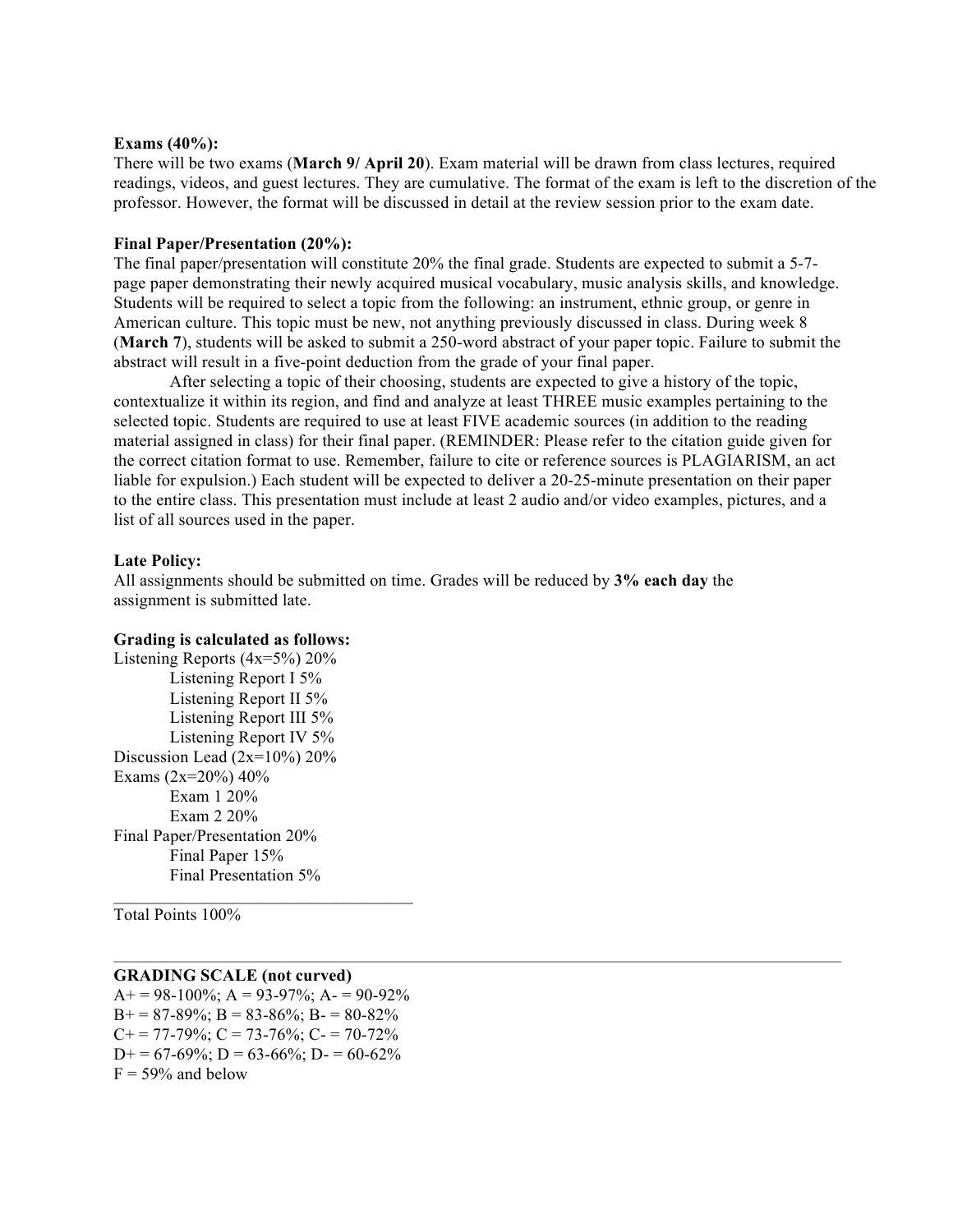**Exams (40%):**
There will be two exams (**March 9/ April 20**). Exam material will be drawn from class lectures, required readings, videos, and guest lectures. They are cumulative. The format of the exam is left to the discretion of the professor. However, the format will be discussed in detail at the review session prior to the exam date.

**Final Paper/Presentation (20%):**
The final paper/presentation will constitute 20% the final grade. Students are expected to submit a 5-7-page paper demonstrating their newly acquired musical vocabulary, music analysis skills, and knowledge. Students will be required to select a topic from the following: an instrument, ethnic group, or genre in American culture. This topic must be new, not anything previously discussed in class. During week 8 (**March 7**), students will be asked to submit a 250-word abstract of your paper topic. Failure to submit the abstract will result in a five-point deduction from the grade of your final paper.

After selecting a topic of their choosing, students are expected to give a history of the topic, contextualize it within its region, and find and analyze at least THREE music examples pertaining to the selected topic. Students are required to use at least FIVE academic sources (in addition to the reading material assigned in class) for their final paper. (REMINDER: Please refer to the citation guide given for the correct citation format to use. Remember, failure to cite or reference sources is PLAGIARISM, an act liable for expulsion.) Each student will be expected to deliver a 20-25-minute presentation on their paper to the entire class. This presentation must include at least 2 audio and/or video examples, pictures, and a list of all sources used in the paper.

**Late Policy:**
All assignments should be submitted on time. Grades will be reduced by **3% each day** the assignment is submitted late.

**Grading is calculated as follows:**

Listening Reports (4x=5%) 20%
- Listening Report I 5%
- Listening Report II 5%
- Listening Report III 5%
- Listening Report IV 5%

Discussion Lead (2x=10%) 20%

Exams (2x=20%) 40%
- Exam 1 20%
- Exam 2 20%

Final Paper/Presentation 20%
- Final Paper 15%
- Final Presentation 5%

---

Total Points 100%

---

**GRADING SCALE (not curved)**

A+ = 98-100%; A = 93-97%; A- = 90-92%
B+ = 87-89%; B = 83-86%; B- = 80-82%
C+ = 77-79%; C = 73-76%; C- = 70-72%
D+ = 67-69%; D = 63-66%; D- = 60-62%
F = 59% and below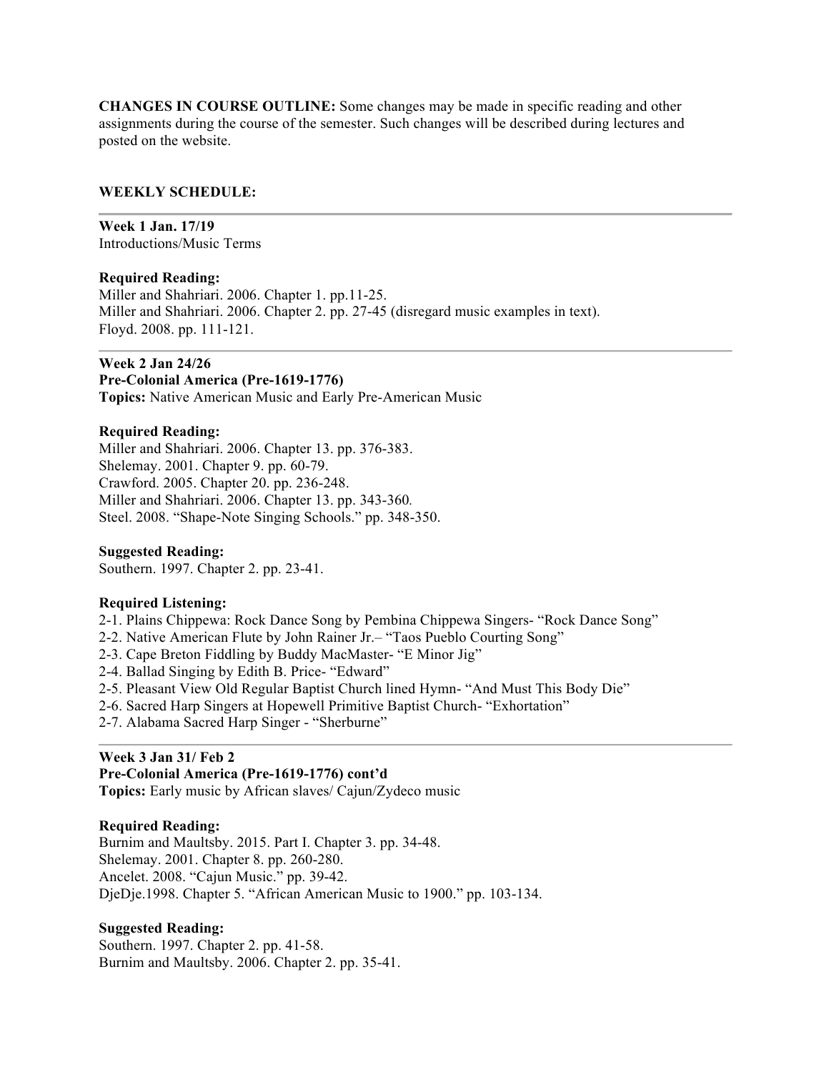**CHANGES IN COURSE OUTLINE:** Some changes may be made in specific reading and other assignments during the course of the semester. Such changes will be described during lectures and posted on the website.

**WEEKLY SCHEDULE:**

---

**Week 1 Jan. 17/19**
Introductions/Music Terms

**Required Reading:**
Miller and Shahriari. 2006. Chapter 1. pp.11-25.
Miller and Shahriari. 2006. Chapter 2. pp. 27-45 (disregard music examples in text).
Floyd. 2008. pp. 111-121.

---

**Week 2 Jan 24/26**
**Pre-Colonial America (Pre-1619-1776)**
**Topics:** Native American Music and Early Pre-American Music

**Required Reading:**
Miller and Shahriari. 2006. Chapter 13. pp. 376-383.
Shelemay. 2001. Chapter 9. pp. 60-79.
Crawford. 2005. Chapter 20. pp. 236-248.
Miller and Shahriari. 2006. Chapter 13. pp. 343-360.
Steel. 2008. "Shape-Note Singing Schools." pp. 348-350.

**Suggested Reading:**
Southern. 1997. Chapter 2. pp. 23-41.

**Required Listening:**
2-1. Plains Chippewa: Rock Dance Song by Pembina Chippewa Singers- "Rock Dance Song"
2-2. Native American Flute by John Rainer Jr.– "Taos Pueblo Courting Song"
2-3. Cape Breton Fiddling by Buddy MacMaster- "E Minor Jig"
2-4. Ballad Singing by Edith B. Price- "Edward"
2-5. Pleasant View Old Regular Baptist Church lined Hymn- "And Must This Body Die"
2-6. Sacred Harp Singers at Hopewell Primitive Baptist Church- "Exhortation"
2-7. Alabama Sacred Harp Singer - "Sherburne"

---

**Week 3 Jan 31/ Feb 2**
**Pre-Colonial America (Pre-1619-1776) cont'd**
**Topics:** Early music by African slaves/ Cajun/Zydeco music

**Required Reading:**
Burnim and Maultsby. 2015. Part I. Chapter 3. pp. 34-48.
Shelemay. 2001. Chapter 8. pp. 260-280.
Ancelet. 2008. "Cajun Music." pp. 39-42.
DjeDje.1998. Chapter 5. "African American Music to 1900." pp. 103-134.

**Suggested Reading:**
Southern. 1997. Chapter 2. pp. 41-58.
Burnim and Maultsby. 2006. Chapter 2. pp. 35-41.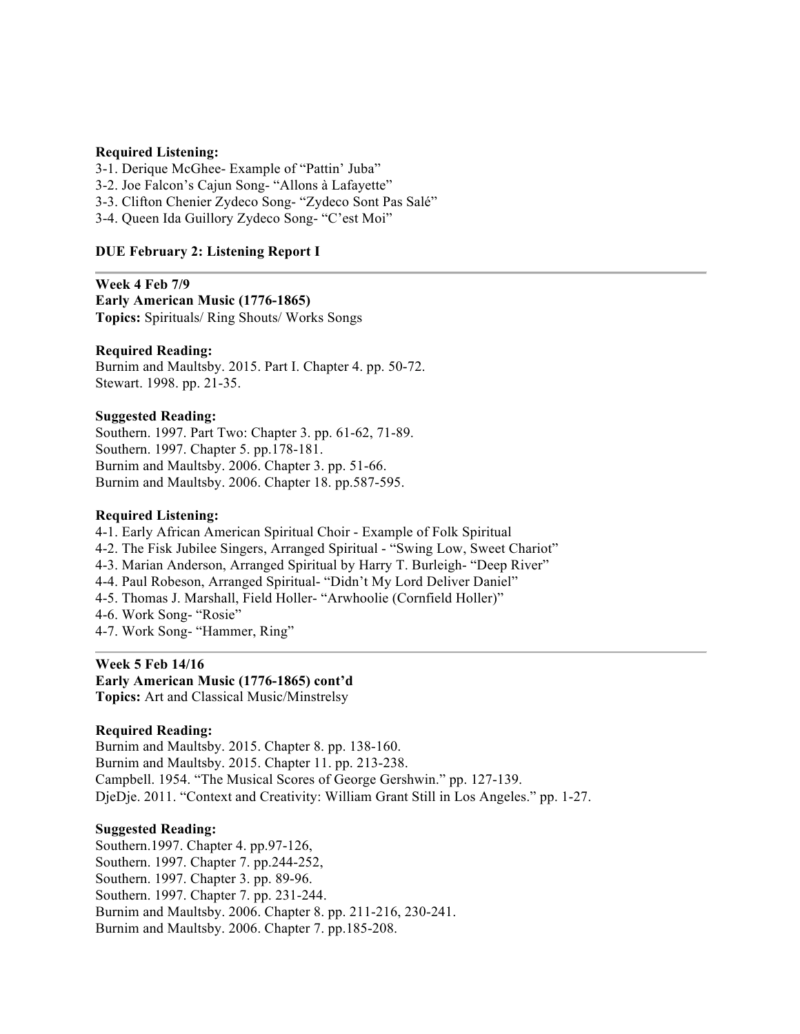**Required Listening:**
3-1. Derique McGhee- Example of "Pattin' Juba"
3-2. Joe Falcon's Cajun Song- "Allons à Lafayette"
3-3. Clifton Chenier Zydeco Song- "Zydeco Sont Pas Salé"
3-4. Queen Ida Guillory Zydeco Song- "C'est Moi"

**DUE February 2: Listening Report I**

---

**Week 4 Feb 7/9**
**Early American Music (1776-1865)**
**Topics:** Spirituals/ Ring Shouts/ Works Songs

**Required Reading:**
Burnim and Maultsby. 2015. Part I. Chapter 4. pp. 50-72.
Stewart. 1998. pp. 21-35.

**Suggested Reading:**
Southern. 1997. Part Two: Chapter 3. pp. 61-62, 71-89.
Southern. 1997. Chapter 5. pp.178-181.
Burnim and Maultsby. 2006. Chapter 3. pp. 51-66.
Burnim and Maultsby. 2006. Chapter 18. pp.587-595.

**Required Listening:**
4-1. Early African American Spiritual Choir - Example of Folk Spiritual
4-2. The Fisk Jubilee Singers, Arranged Spiritual - "Swing Low, Sweet Chariot"
4-3. Marian Anderson, Arranged Spiritual by Harry T. Burleigh- "Deep River"
4-4. Paul Robeson, Arranged Spiritual- "Didn't My Lord Deliver Daniel"
4-5. Thomas J. Marshall, Field Holler- "Arwhoolie (Cornfield Holler)"
4-6. Work Song- "Rosie"
4-7. Work Song- "Hammer, Ring"

---

**Week 5 Feb 14/16**
**Early American Music (1776-1865) cont'd**
**Topics:** Art and Classical Music/Minstrelsy

**Required Reading:**
Burnim and Maultsby. 2015. Chapter 8. pp. 138-160.
Burnim and Maultsby. 2015. Chapter 11. pp. 213-238.
Campbell. 1954. "The Musical Scores of George Gershwin." pp. 127-139.
DjeDje. 2011. "Context and Creativity: William Grant Still in Los Angeles." pp. 1-27.

**Suggested Reading:**
Southern.1997. Chapter 4. pp.97-126,
Southern. 1997. Chapter 7. pp.244-252,
Southern. 1997. Chapter 3. pp. 89-96.
Southern. 1997. Chapter 7. pp. 231-244.
Burnim and Maultsby. 2006. Chapter 8. pp. 211-216, 230-241.
Burnim and Maultsby. 2006. Chapter 7. pp.185-208.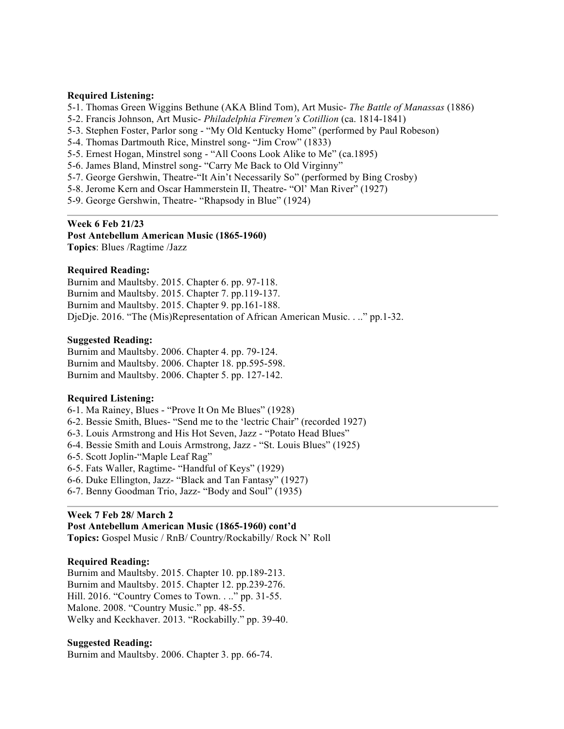**Required Listening:**

5-1. Thomas Green Wiggins Bethune (AKA Blind Tom), Art Music- *The Battle of Manassas* (1886)
5-2. Francis Johnson, Art Music- *Philadelphia Firemen's Cotillion* (ca. 1814-1841)
5-3. Stephen Foster, Parlor song - "My Old Kentucky Home" (performed by Paul Robeson)
5-4. Thomas Dartmouth Rice, Minstrel song- "Jim Crow" (1833)
5-5. Ernest Hogan, Minstrel song - "All Coons Look Alike to Me" (ca.1895)
5-6. James Bland, Minstrel song- "Carry Me Back to Old Virginny"
5-7. George Gershwin, Theatre-"It Ain't Necessarily So" (performed by Bing Crosby)
5-8. Jerome Kern and Oscar Hammerstein II, Theatre- "Ol' Man River" (1927)
5-9. George Gershwin, Theatre- "Rhapsody in Blue" (1924)

---

**Week 6 Feb 21/23**
**Post Antebellum American Music (1865-1960)**
**Topics**: Blues /Ragtime /Jazz

**Required Reading:**

Burnim and Maultsby. 2015. Chapter 6. pp. 97-118.
Burnim and Maultsby. 2015. Chapter 7. pp.119-137.
Burnim and Maultsby. 2015. Chapter 9. pp.161-188.
DjeDje. 2016. "The (Mis)Representation of African American Music. . .." pp.1-32.

**Suggested Reading:**

Burnim and Maultsby. 2006. Chapter 4. pp. 79-124.
Burnim and Maultsby. 2006. Chapter 18. pp.595-598.
Burnim and Maultsby. 2006. Chapter 5. pp. 127-142.

**Required Listening:**

6-1. Ma Rainey, Blues - "Prove It On Me Blues" (1928)
6-2. Bessie Smith, Blues- "Send me to the 'lectric Chair" (recorded 1927)
6-3. Louis Armstrong and His Hot Seven, Jazz - "Potato Head Blues"
6-4. Bessie Smith and Louis Armstrong, Jazz - "St. Louis Blues" (1925)
6-5. Scott Joplin-"Maple Leaf Rag"
6-5. Fats Waller, Ragtime- "Handful of Keys" (1929)
6-6. Duke Ellington, Jazz- "Black and Tan Fantasy" (1927)
6-7. Benny Goodman Trio, Jazz- "Body and Soul" (1935)

---

**Week 7 Feb 28/ March 2**
**Post Antebellum American Music (1865-1960) cont'd**
**Topics:** Gospel Music / RnB/ Country/Rockabilly/ Rock N' Roll

**Required Reading:**

Burnim and Maultsby. 2015. Chapter 10. pp.189-213.
Burnim and Maultsby. 2015. Chapter 12. pp.239-276.
Hill. 2016. "Country Comes to Town. . .." pp. 31-55.
Malone. 2008. "Country Music." pp. 48-55.
Welky and Keckhaver. 2013. "Rockabilly." pp. 39-40.

**Suggested Reading:**

Burnim and Maultsby. 2006. Chapter 3. pp. 66-74.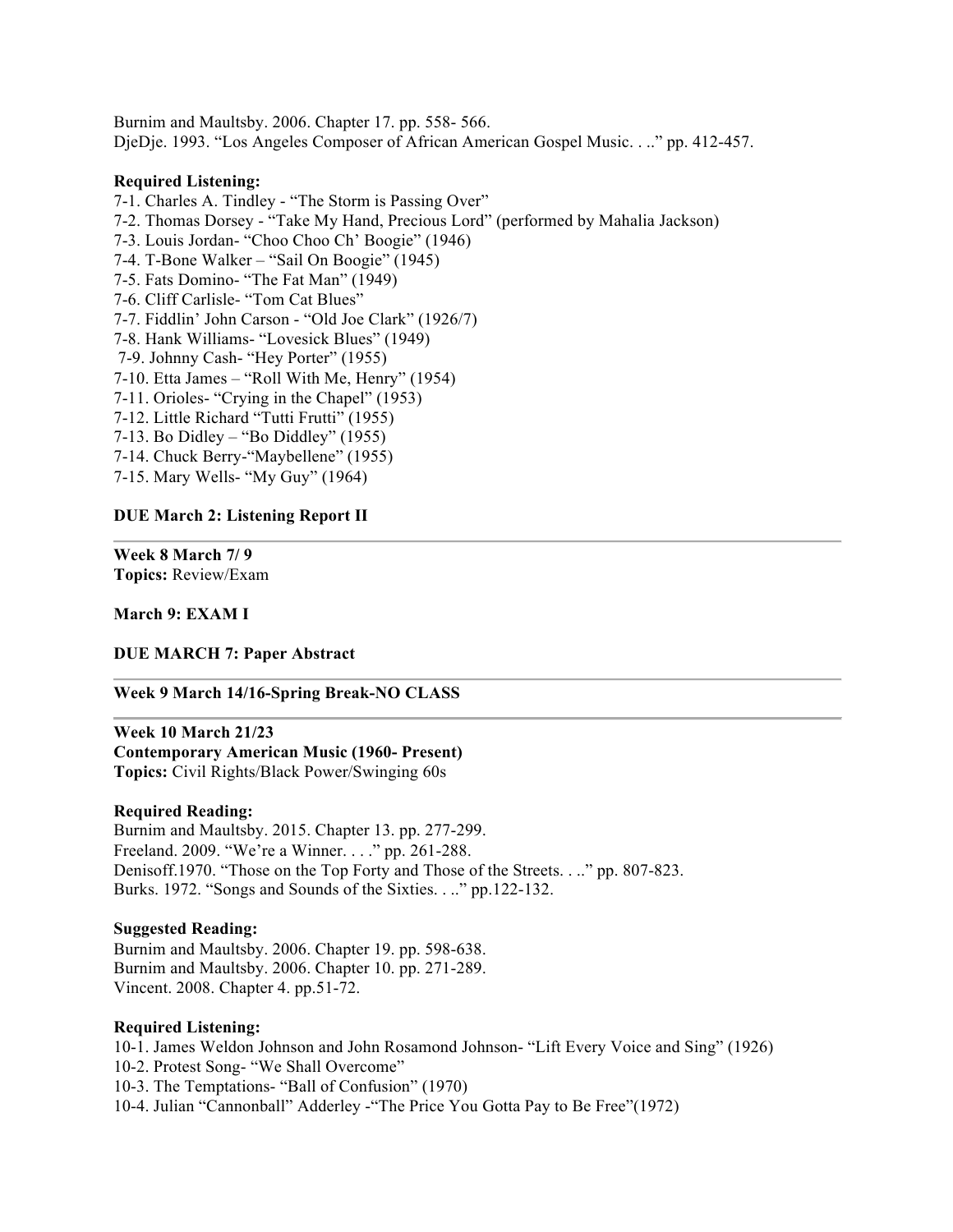Burnim and Maultsby. 2006. Chapter 17. pp. 558- 566.
DjeDje. 1993. “Los Angeles Composer of African American Gospel Music. . ..” pp. 412-457.

**Required Listening:**

7-1. Charles A. Tindley - “The Storm is Passing Over”
7-2. Thomas Dorsey - “Take My Hand, Precious Lord” (performed by Mahalia Jackson)
7-3. Louis Jordan- “Choo Choo Ch’ Boogie” (1946)
7-4. T-Bone Walker – “Sail On Boogie” (1945)
7-5. Fats Domino- “The Fat Man” (1949)
7-6. Cliff Carlisle- “Tom Cat Blues”
7-7. Fiddlin’ John Carson - “Old Joe Clark” (1926/7)
7-8. Hank Williams- “Lovesick Blues” (1949)
7-9. Johnny Cash- “Hey Porter” (1955)
7-10. Etta James – “Roll With Me, Henry” (1954)
7-11. Orioles- “Crying in the Chapel” (1953)
7-12. Little Richard “Tutti Frutti” (1955)
7-13. Bo Didley – “Bo Diddley” (1955)
7-14. Chuck Berry-“Maybellene” (1955)
7-15. Mary Wells- “My Guy” (1964)

**DUE March 2: Listening Report II**

---

**Week 8 March 7/ 9**
**Topics:** Review/Exam

**March 9: EXAM I**

**DUE MARCH 7: Paper Abstract**

---

**Week 9 March 14/16-Spring Break-NO CLASS**

---

**Week 10 March 21/23**
**Contemporary American Music (1960- Present)**
**Topics:** Civil Rights/Black Power/Swinging 60s

**Required Reading:**

Burnim and Maultsby. 2015. Chapter 13. pp. 277-299.
Freeland. 2009. “We’re a Winner. . . .” pp. 261-288.
Denisoff.1970. “Those on the Top Forty and Those of the Streets. . ..” pp. 807-823.
Burks. 1972. “Songs and Sounds of the Sixties. . ..” pp.122-132.

**Suggested Reading:**

Burnim and Maultsby. 2006. Chapter 19. pp. 598-638.
Burnim and Maultsby. 2006. Chapter 10. pp. 271-289.
Vincent. 2008. Chapter 4. pp.51-72.

**Required Listening:**

10-1. James Weldon Johnson and John Rosamond Johnson- “Lift Every Voice and Sing” (1926)
10-2. Protest Song- “We Shall Overcome”
10-3. The Temptations- “Ball of Confusion” (1970)
10-4. Julian “Cannonball” Adderley -“The Price You Gotta Pay to Be Free”(1972)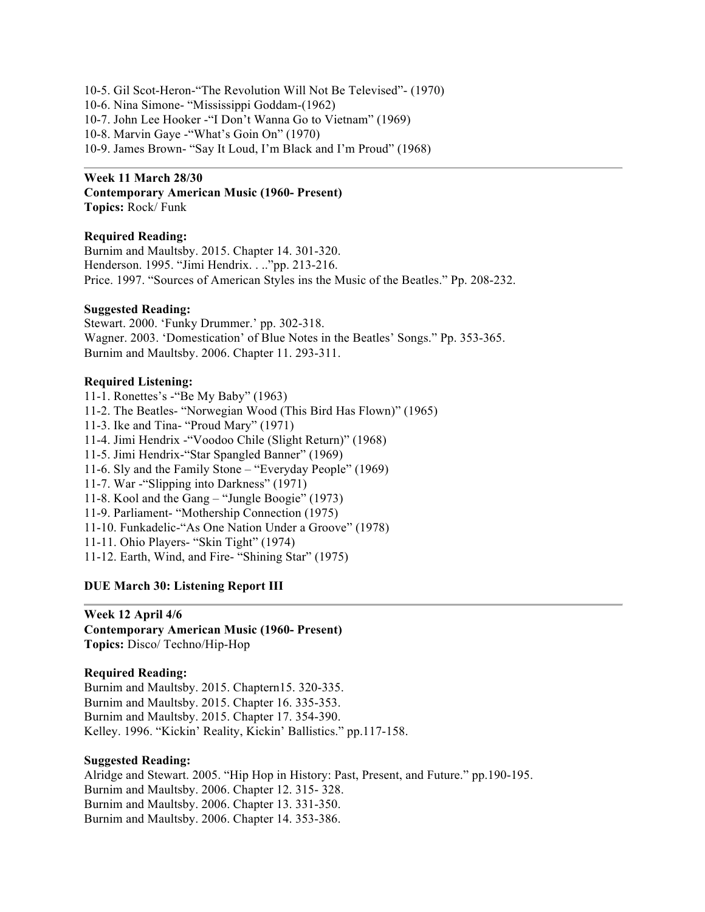10-5. Gil Scot-Heron-"The Revolution Will Not Be Televised"- (1970)
10-6. Nina Simone- "Mississippi Goddam-(1962)
10-7. John Lee Hooker -"I Don't Wanna Go to Vietnam" (1969)
10-8. Marvin Gaye -"What's Goin On" (1970)
10-9. James Brown- "Say It Loud, I'm Black and I'm Proud" (1968)

---

**Week 11 March 28/30**
**Contemporary American Music (1960- Present)**
**Topics:** Rock/ Funk

**Required Reading:**
Burnim and Maultsby. 2015. Chapter 14. 301-320.
Henderson. 1995. "Jimi Hendrix. . ..."pp. 213-216.
Price. 1997. "Sources of American Styles ins the Music of the Beatles." Pp. 208-232.

**Suggested Reading:**
Stewart. 2000. 'Funky Drummer.' pp. 302-318.
Wagner. 2003. 'Domestication' of Blue Notes in the Beatles' Songs." Pp. 353-365.
Burnim and Maultsby. 2006. Chapter 11. 293-311.

**Required Listening:**
11-1. Ronettes's -"Be My Baby" (1963)
11-2. The Beatles- "Norwegian Wood (This Bird Has Flown)" (1965)
11-3. Ike and Tina- "Proud Mary" (1971)
11-4. Jimi Hendrix -"Voodoo Chile (Slight Return)" (1968)
11-5. Jimi Hendrix-"Star Spangled Banner" (1969)
11-6. Sly and the Family Stone – "Everyday People" (1969)
11-7. War -"Slipping into Darkness" (1971)
11-8. Kool and the Gang – "Jungle Boogie" (1973)
11-9. Parliament- "Mothership Connection (1975)
11-10. Funkadelic-"As One Nation Under a Groove" (1978)
11-11. Ohio Players- "Skin Tight" (1974)
11-12. Earth, Wind, and Fire- "Shining Star" (1975)

**DUE March 30: Listening Report III**

---

**Week 12 April 4/6**
**Contemporary American Music (1960- Present)**
**Topics:** Disco/ Techno/Hip-Hop

**Required Reading:**
Burnim and Maultsby. 2015. Chaptern15. 320-335.
Burnim and Maultsby. 2015. Chapter 16. 335-353.
Burnim and Maultsby. 2015. Chapter 17. 354-390.
Kelley. 1996. "Kickin' Reality, Kickin' Ballistics." pp.117-158.

**Suggested Reading:**
Alridge and Stewart. 2005. "Hip Hop in History: Past, Present, and Future." pp.190-195.
Burnim and Maultsby. 2006. Chapter 12. 315- 328.
Burnim and Maultsby. 2006. Chapter 13. 331-350.
Burnim and Maultsby. 2006. Chapter 14. 353-386.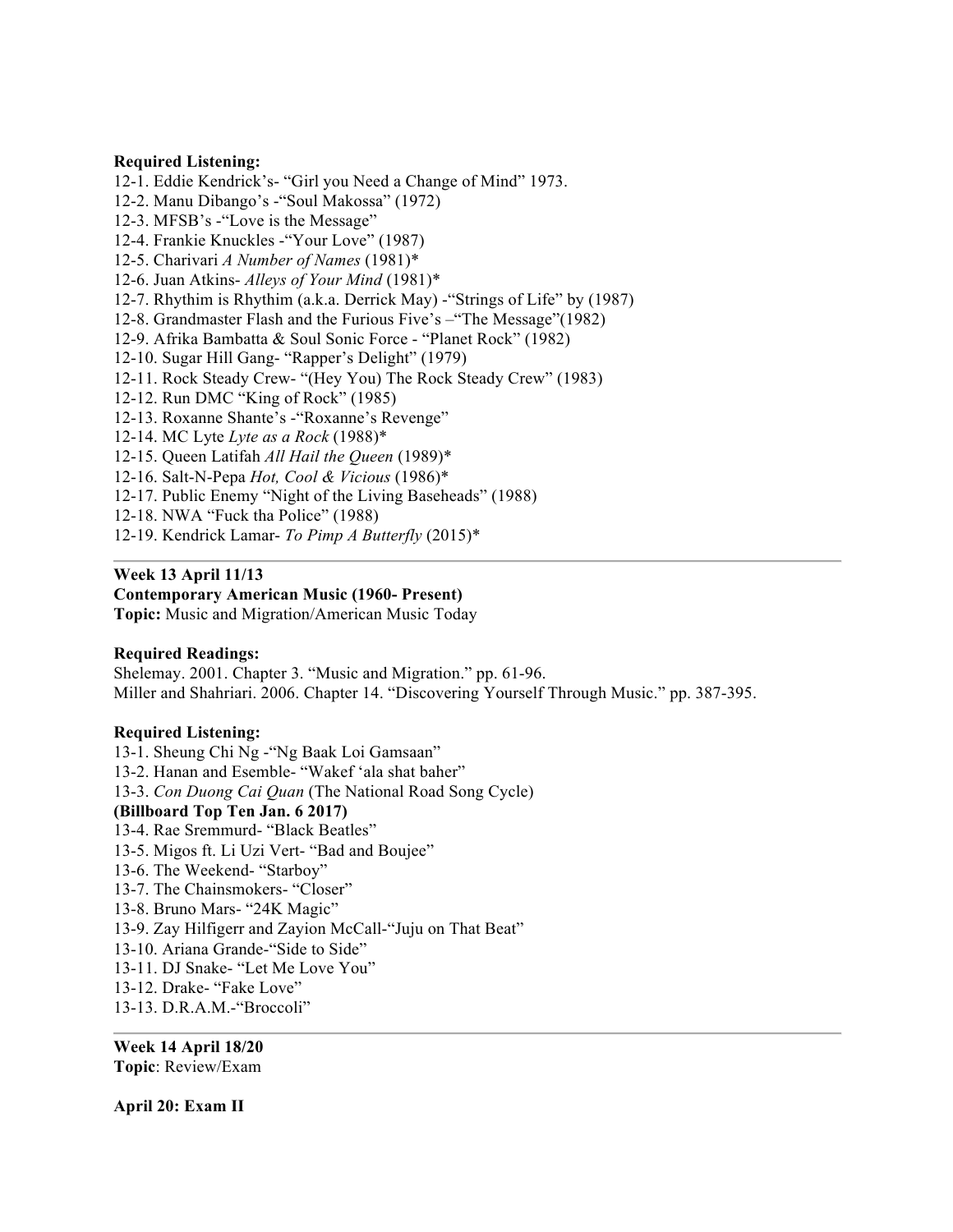**Required Listening:**

12-1. Eddie Kendrick's- "Girl you Need a Change of Mind" 1973.
12-2. Manu Dibango's -"Soul Makossa" (1972)
12-3. MFSB's -"Love is the Message"
12-4. Frankie Knuckles -"Your Love" (1987)
12-5. Charivari *A Number of Names* (1981)*
12-6. Juan Atkins- *Alleys of Your Mind* (1981)*
12-7. Rhythim is Rhythim (a.k.a. Derrick May) -"Strings of Life" by (1987)
12-8. Grandmaster Flash and the Furious Five's –"The Message"(1982)
12-9. Afrika Bambatta & Soul Sonic Force - "Planet Rock" (1982)
12-10. Sugar Hill Gang- "Rapper's Delight" (1979)
12-11. Rock Steady Crew- "(Hey You) The Rock Steady Crew" (1983)
12-12. Run DMC "King of Rock" (1985)
12-13. Roxanne Shante's -"Roxanne's Revenge"
12-14. MC Lyte *Lyte as a Rock* (1988)*
12-15. Queen Latifah *All Hail the Queen* (1989)*
12-16. Salt-N-Pepa *Hot, Cool & Vicious* (1986)*
12-17. Public Enemy "Night of the Living Baseheads" (1988)
12-18. NWA "Fuck tha Police" (1988)
12-19. Kendrick Lamar- *To Pimp A Butterfly* (2015)*

---

**Week 13 April 11/13**
**Contemporary American Music (1960- Present)**
**Topic:** Music and Migration/American Music Today

**Required Readings:**

Shelemay. 2001. Chapter 3. "Music and Migration." pp. 61-96.
Miller and Shahriari. 2006. Chapter 14. "Discovering Yourself Through Music." pp. 387-395.

**Required Listening:**

13-1. Sheung Chi Ng -"Ng Baak Loi Gamsaan"
13-2. Hanan and Esemble- "Wakef 'ala shat baher"
13-3. *Con Duong Cai Quan* (The National Road Song Cycle)
**(Billboard Top Ten Jan. 6 2017)**
13-4. Rae Sremmurd- "Black Beatles"
13-5. Migos ft. Li Uzi Vert- "Bad and Boujee"
13-6. The Weekend- "Starboy"
13-7. The Chainsmokers- "Closer"
13-8. Bruno Mars- "24K Magic"
13-9. Zay Hilfigerr and Zayion McCall-"Juju on That Beat"
13-10. Ariana Grande-"Side to Side"
13-11. DJ Snake- "Let Me Love You"
13-12. Drake- "Fake Love"
13-13. D.R.A.M.-"Broccoli"

---

**Week 14 April 18/20**
**Topic**: Review/Exam

**April 20: Exam II**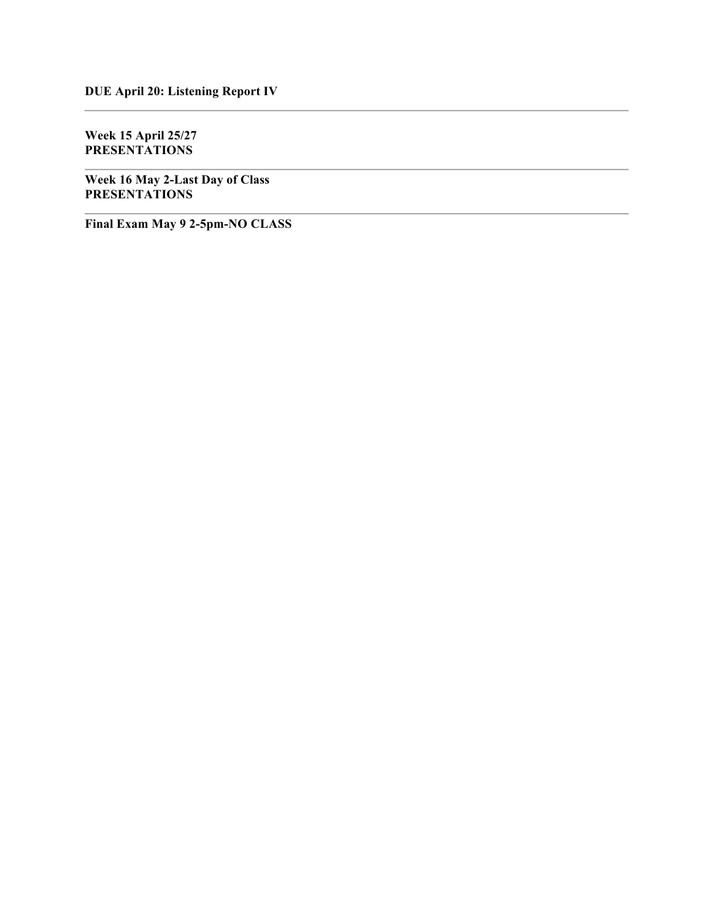**DUE April 20: Listening Report IV**

---

**Week 15 April 25/27**
**PRESENTATIONS**

---

**Week 16 May 2-Last Day of Class**
**PRESENTATIONS**

---

**Final Exam May 9 2-5pm-NO CLASS**